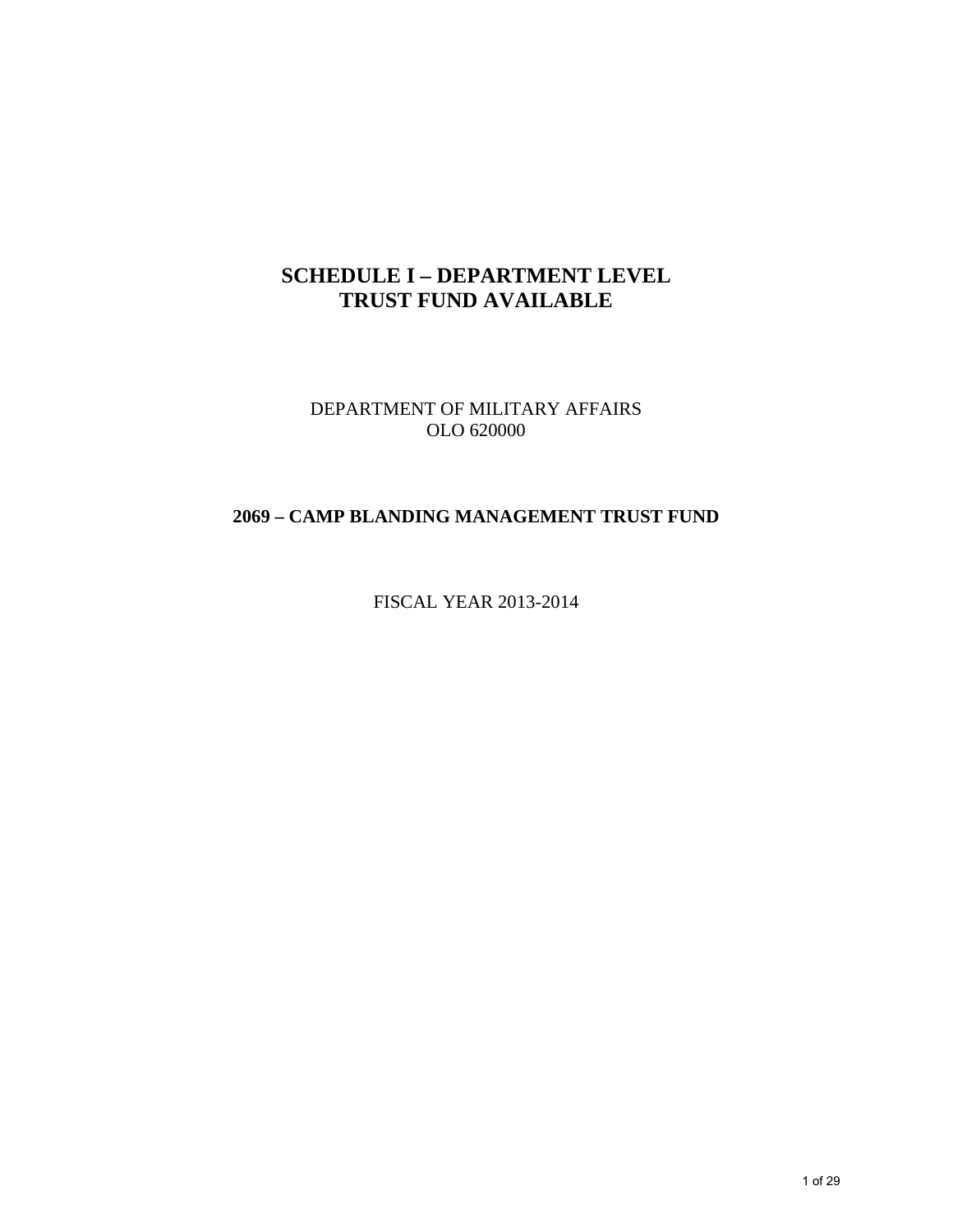# SCHEDULE I – DEPARTMENT LEVEL TRUST FUND AVAILABLE

DEPARTMENT OF MILITARY AFFAIRS
OLO 620000

## 2069 – CAMP BLANDING MANAGEMENT TRUST FUND

FISCAL YEAR 2013-2014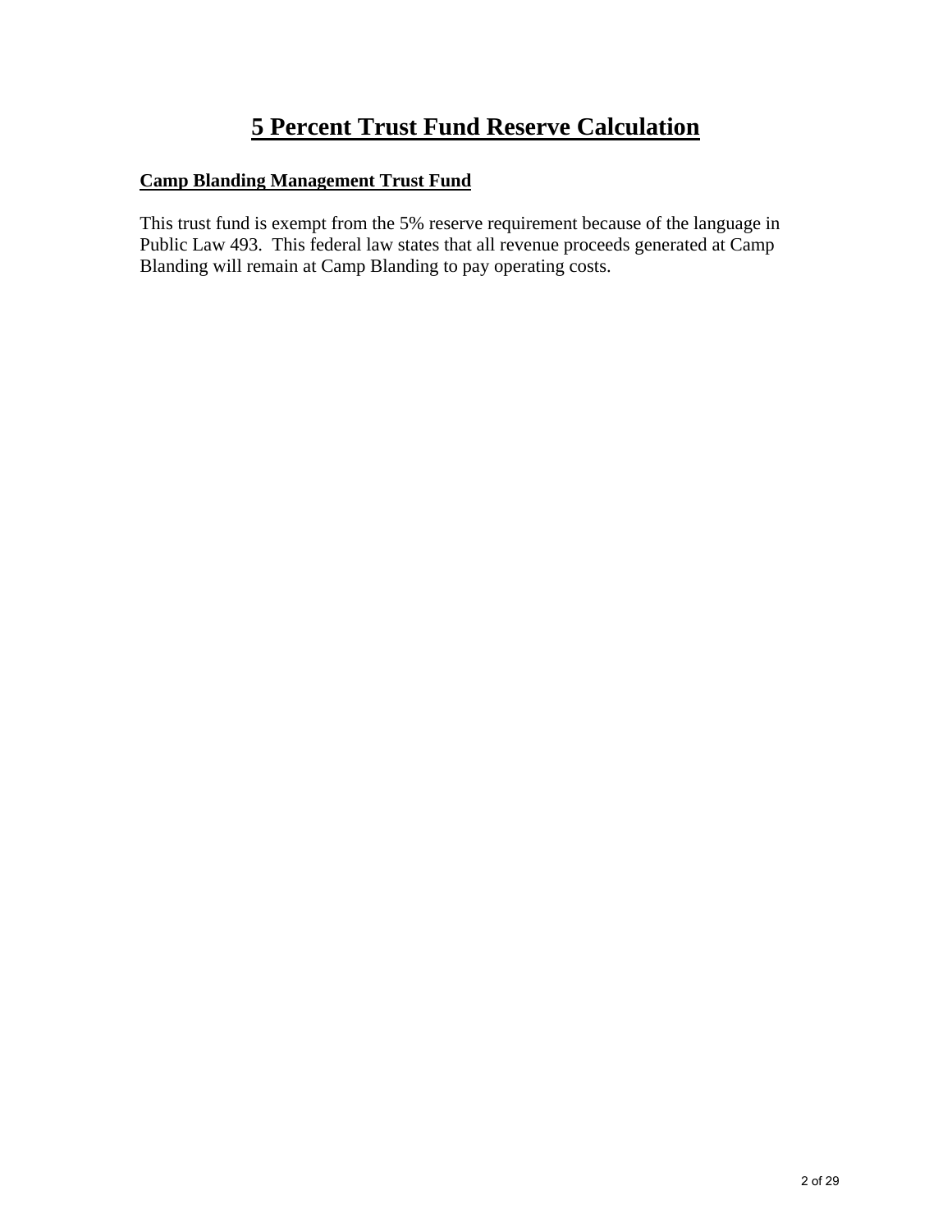# 5 Percent Trust Fund Reserve Calculation

**Camp Blanding Management Trust Fund**

This trust fund is exempt from the 5% reserve requirement because of the language in Public Law 493. This federal law states that all revenue proceeds generated at Camp Blanding will remain at Camp Blanding to pay operating costs.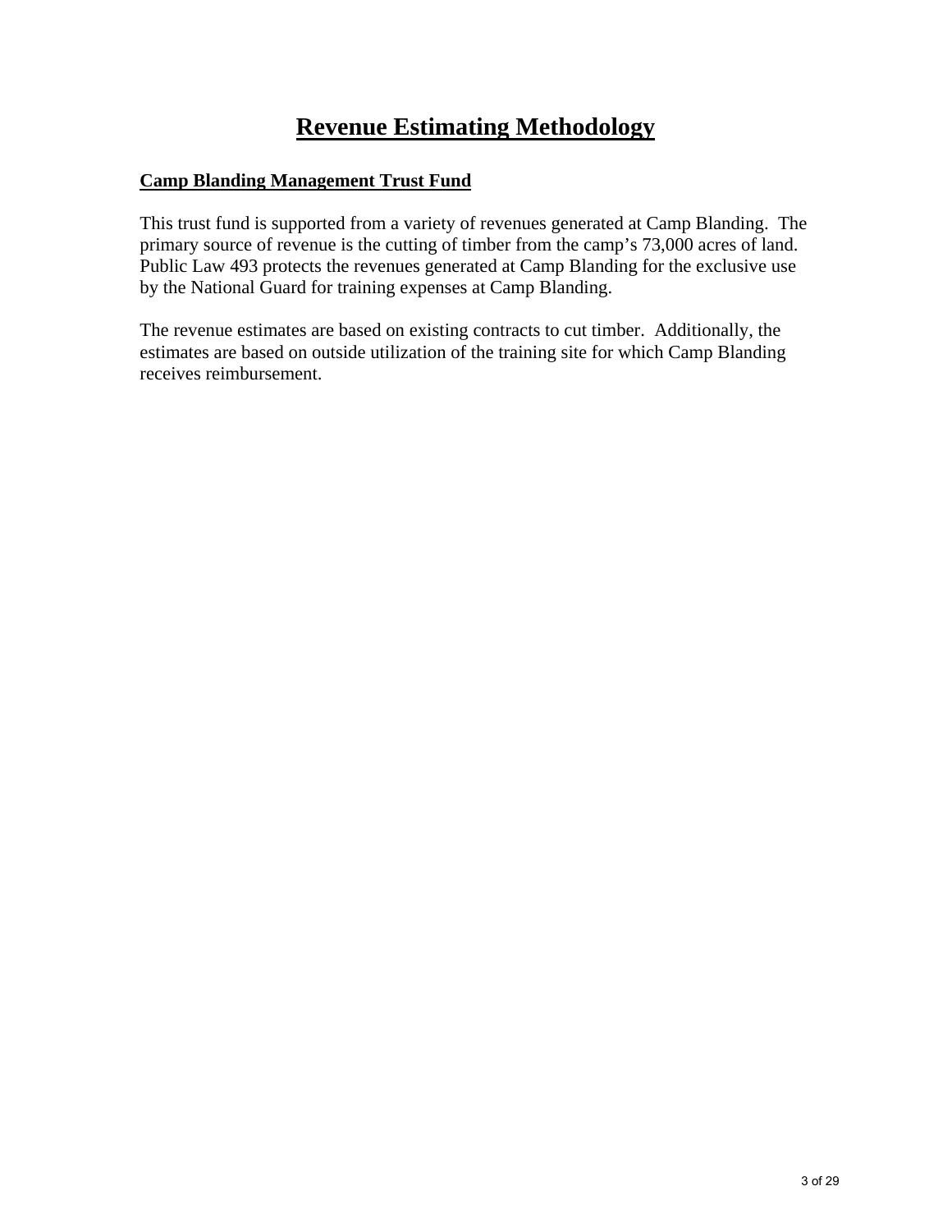# Revenue Estimating Methodology

## Camp Blanding Management Trust Fund

This trust fund is supported from a variety of revenues generated at Camp Blanding. The primary source of revenue is the cutting of timber from the camp's 73,000 acres of land. Public Law 493 protects the revenues generated at Camp Blanding for the exclusive use by the National Guard for training expenses at Camp Blanding.

The revenue estimates are based on existing contracts to cut timber. Additionally, the estimates are based on outside utilization of the training site for which Camp Blanding receives reimbursement.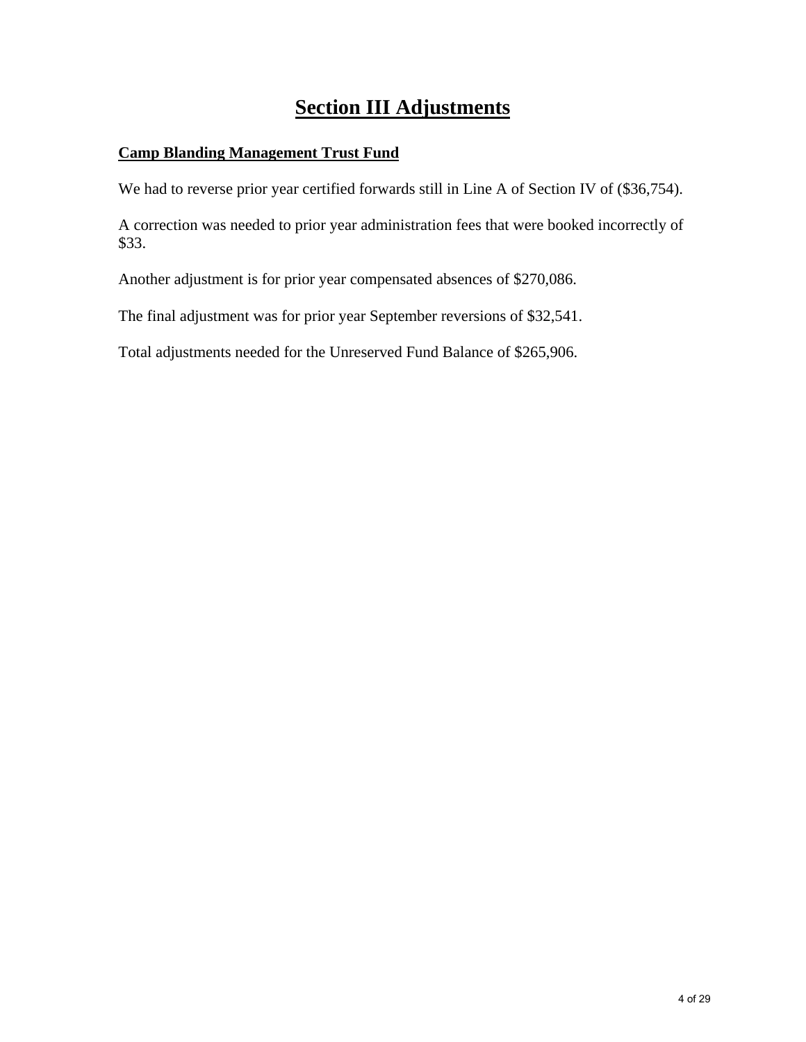# Section III Adjustments

**Camp Blanding Management Trust Fund**

We had to reverse prior year certified forwards still in Line A of Section IV of ($36,754).

A correction was needed to prior year administration fees that were booked incorrectly of $33.

Another adjustment is for prior year compensated absences of $270,086.

The final adjustment was for prior year September reversions of $32,541.

Total adjustments needed for the Unreserved Fund Balance of $265,906.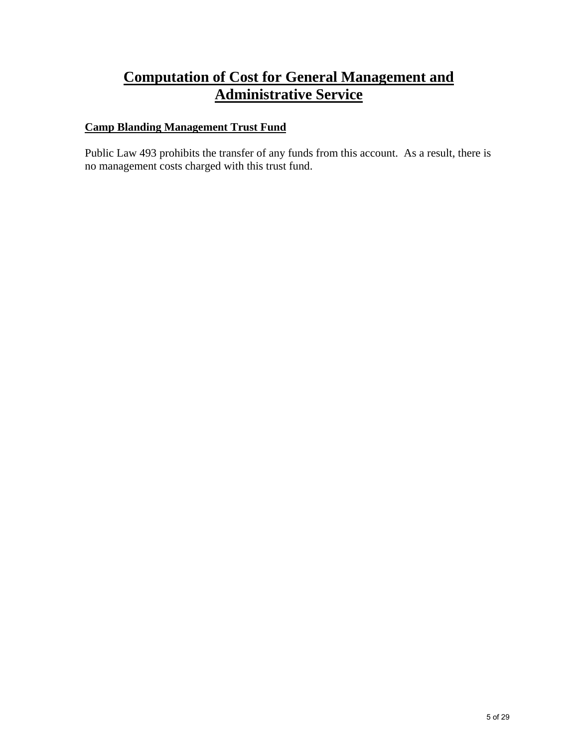# Computation of Cost for General Management and Administrative Service

**Camp Blanding Management Trust Fund**

Public Law 493 prohibits the transfer of any funds from this account. As a result, there is no management costs charged with this trust fund.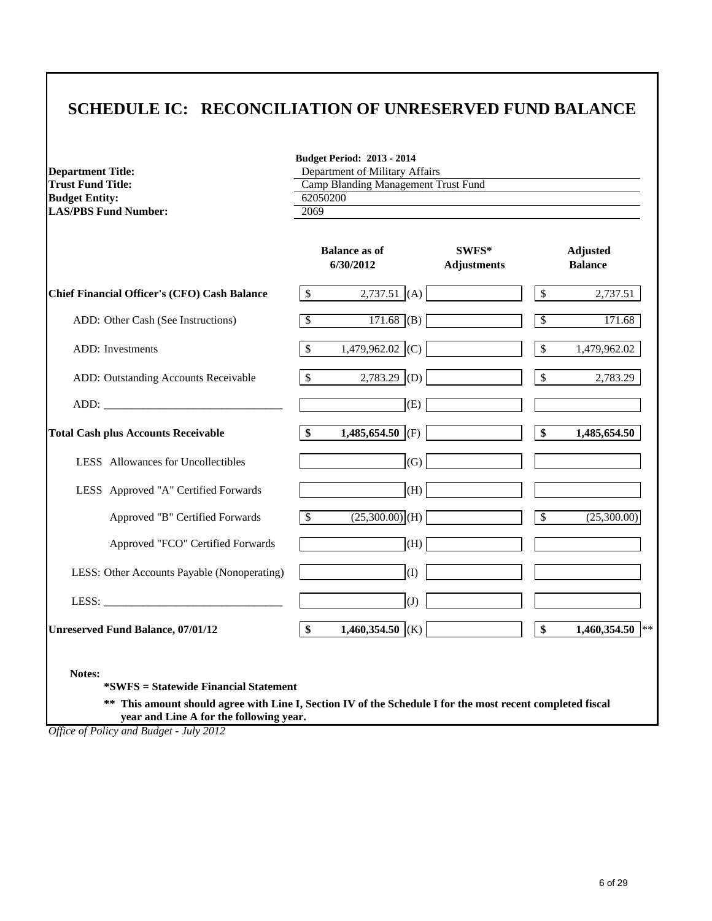# SCHEDULE IC: RECONCILIATION OF UNRESERVED FUND BALANCE

**Budget Period: 2013 - 2014**

| | |
|---|---|
| **Department Title:** | Department of Military Affairs |
| **Trust Fund Title:** | Camp Blanding Management Trust Fund |
| **Budget Entity:** | 62050200 |
| **LAS/PBS Fund Number:** | 2069 |

| | Balance as of 6/30/2012 | | SWFS* Adjustments | Adjusted Balance |
|---|---|---|---|---|
| **Chief Financial Officer's (CFO) Cash Balance** | $ 2,737.51 | (A) | | $ 2,737.51 |
| ADD: Other Cash (See Instructions) | $ 171.68 | (B) | | $ 171.68 |
| ADD: Investments | $ 1,479,962.02 | (C) | | $ 1,479,962.02 |
| ADD: Outstanding Accounts Receivable | $ 2,783.29 | (D) | | $ 2,783.29 |
| ADD: ________________________________ | | (E) | | |
| **Total Cash plus Accounts Receivable** | **$ 1,485,654.50** | (F) | | **$ 1,485,654.50** |
| LESS Allowances for Uncollectibles | | (G) | | |
| LESS Approved "A" Certified Forwards | | (H) | | |
| Approved "B" Certified Forwards | $ (25,300.00) | (H) | | $ (25,300.00) |
| Approved "FCO" Certified Forwards | | (H) | | |
| LESS: Other Accounts Payable (Nonoperating) | | (I) | | |
| LESS: ________________________________ | | (J) | | |
| **Unreserved Fund Balance, 07/01/12** | **$ 1,460,354.50** | (K) | | **$ 1,460,354.50** ** |

**Notes:**

**\*SWFS = Statewide Financial Statement**

**\*\* This amount should agree with Line I, Section IV of the Schedule I for the most recent completed fiscal year and Line A for the following year.**

*Office of Policy and Budget - July 2012*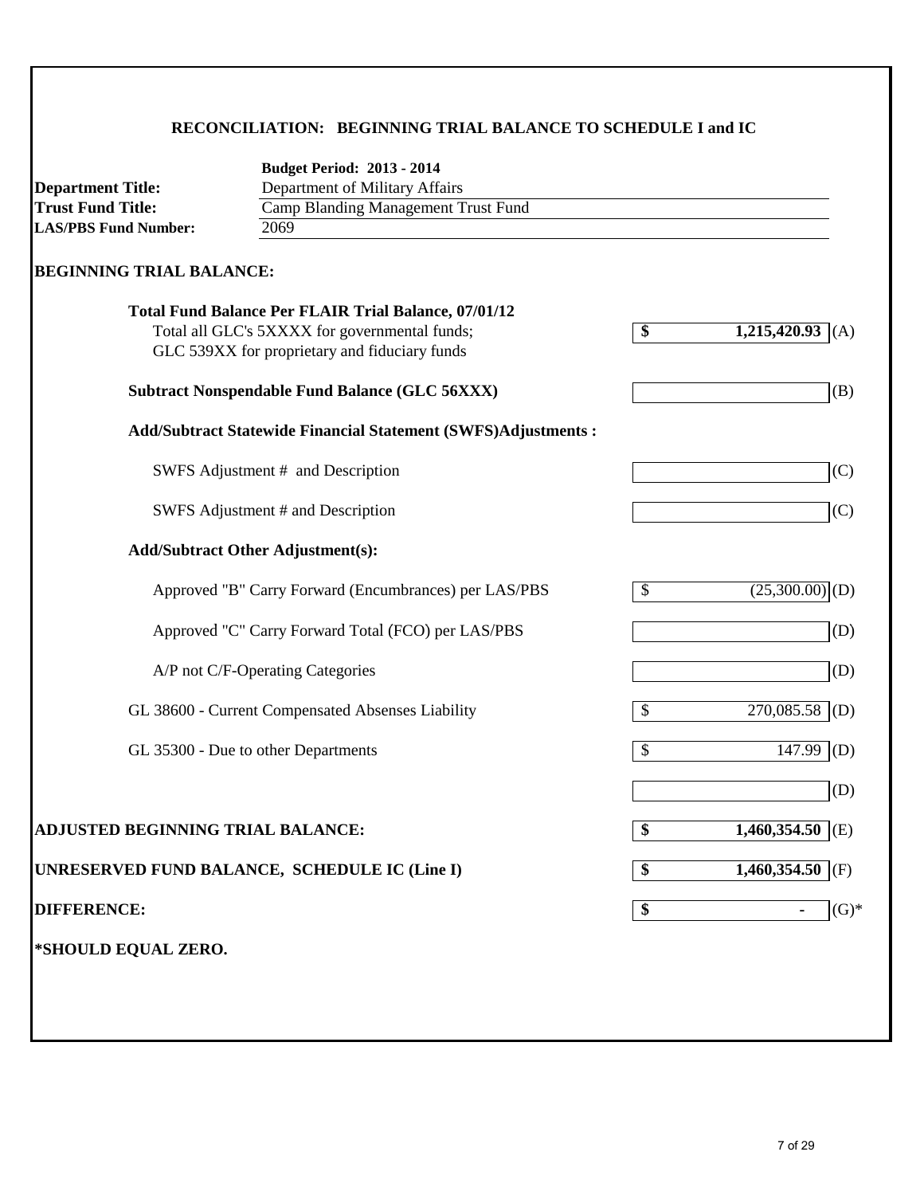## RECONCILIATION: BEGINNING TRIAL BALANCE TO SCHEDULE I and IC

**Budget Period: 2013 - 2014**

**Department Title:** Department of Military Affairs
**Trust Fund Title:** Camp Blanding Management Trust Fund
**LAS/PBS Fund Number:** 2069

### BEGINNING TRIAL BALANCE:

| | | |
|---|---|---|
| **Total Fund Balance Per FLAIR Trial Balance, 07/01/12**<br>Total all GLC's 5XXXX for governmental funds;<br>GLC 539XX for proprietary and fiduciary funds | **$ 1,215,420.93** | (A) |
| **Subtract Nonspendable Fund Balance (GLC 56XXX)** | | (B) |
| **Add/Subtract Statewide Financial Statement (SWFS)Adjustments :** | | |
| SWFS Adjustment # and Description | | (C) |
| SWFS Adjustment # and Description | | (C) |
| **Add/Subtract Other Adjustment(s):** | | |
| Approved "B" Carry Forward (Encumbrances) per LAS/PBS | $ (25,300.00) | (D) |
| Approved "C" Carry Forward Total (FCO) per LAS/PBS | | (D) |
| A/P not C/F-Operating Categories | | (D) |
| GL 38600 - Current Compensated Absenses Liability | $ 270,085.58 | (D) |
| GL 35300 - Due to other Departments | $ 147.99 | (D) |
| | | (D) |
| **ADJUSTED BEGINNING TRIAL BALANCE:** | **$ 1,460,354.50** | (E) |
| **UNRESERVED FUND BALANCE, SCHEDULE IC (Line I)** | **$ 1,460,354.50** | (F) |
| **DIFFERENCE:** | **$ -** | (G)* |

**\*SHOULD EQUAL ZERO.**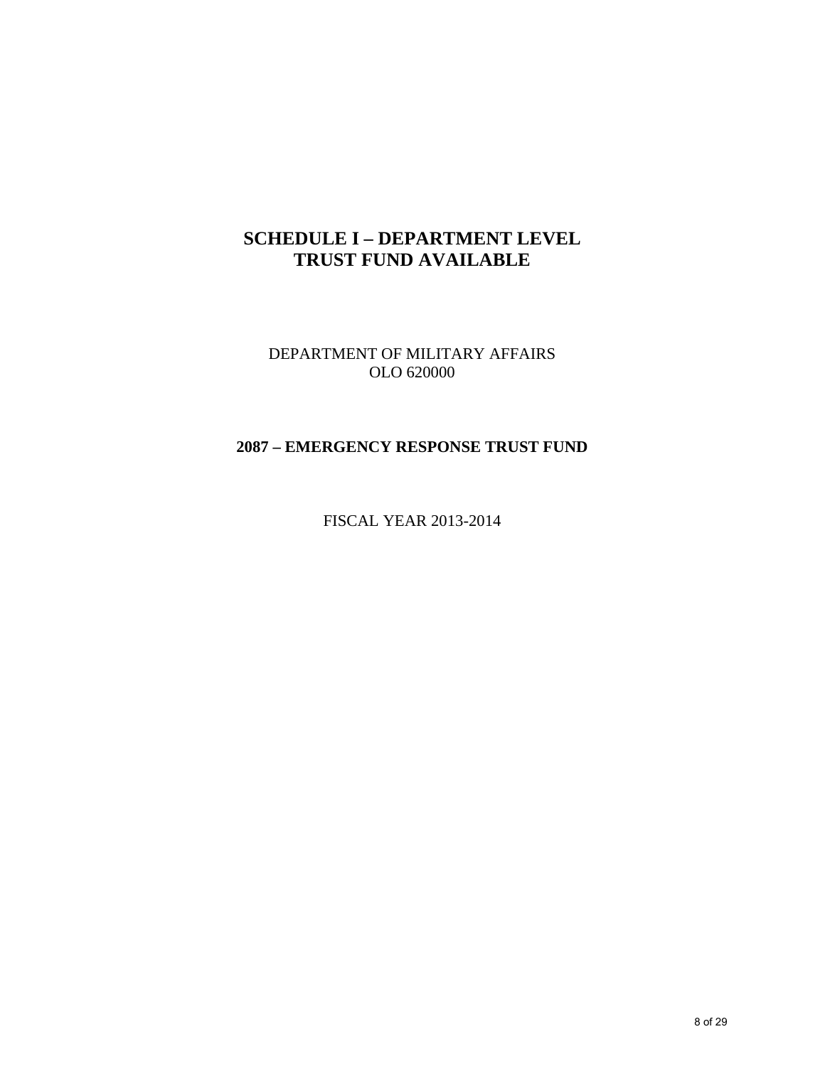# SCHEDULE I – DEPARTMENT LEVEL
# TRUST FUND AVAILABLE

DEPARTMENT OF MILITARY AFFAIRS
OLO 620000

**2087 – EMERGENCY RESPONSE TRUST FUND**

FISCAL YEAR 2013-2014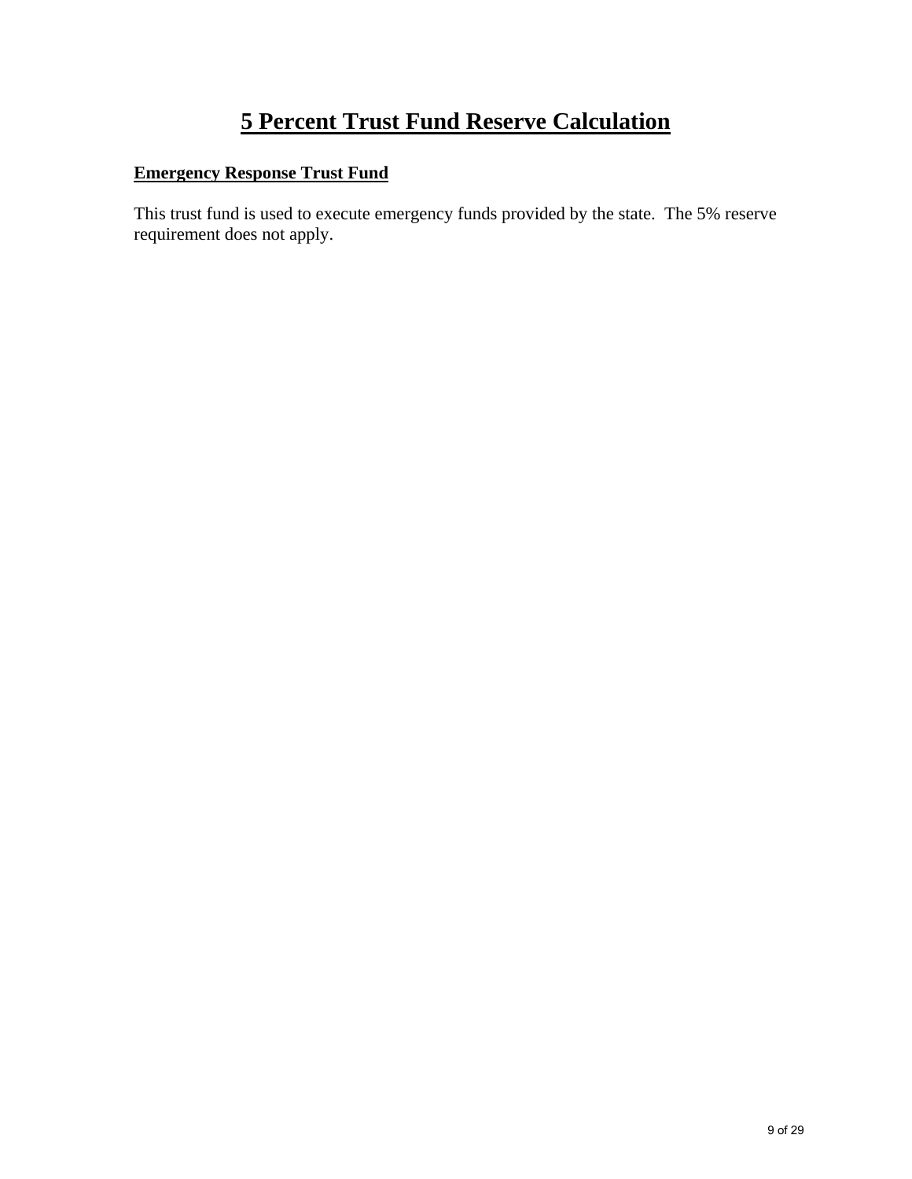# 5 Percent Trust Fund Reserve Calculation

## Emergency Response Trust Fund

This trust fund is used to execute emergency funds provided by the state. The 5% reserve requirement does not apply.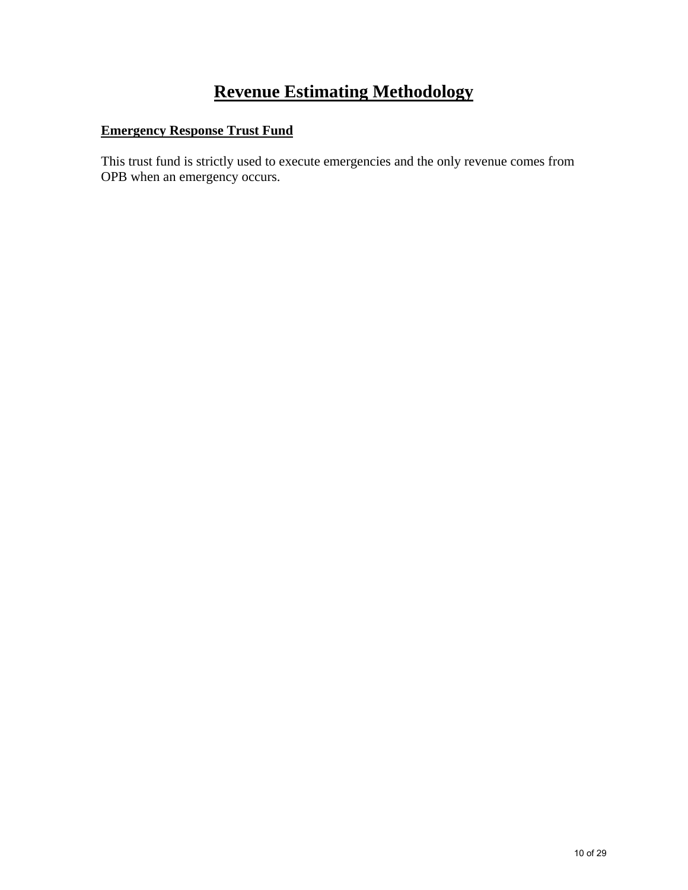# Revenue Estimating Methodology

## Emergency Response Trust Fund

This trust fund is strictly used to execute emergencies and the only revenue comes from OPB when an emergency occurs.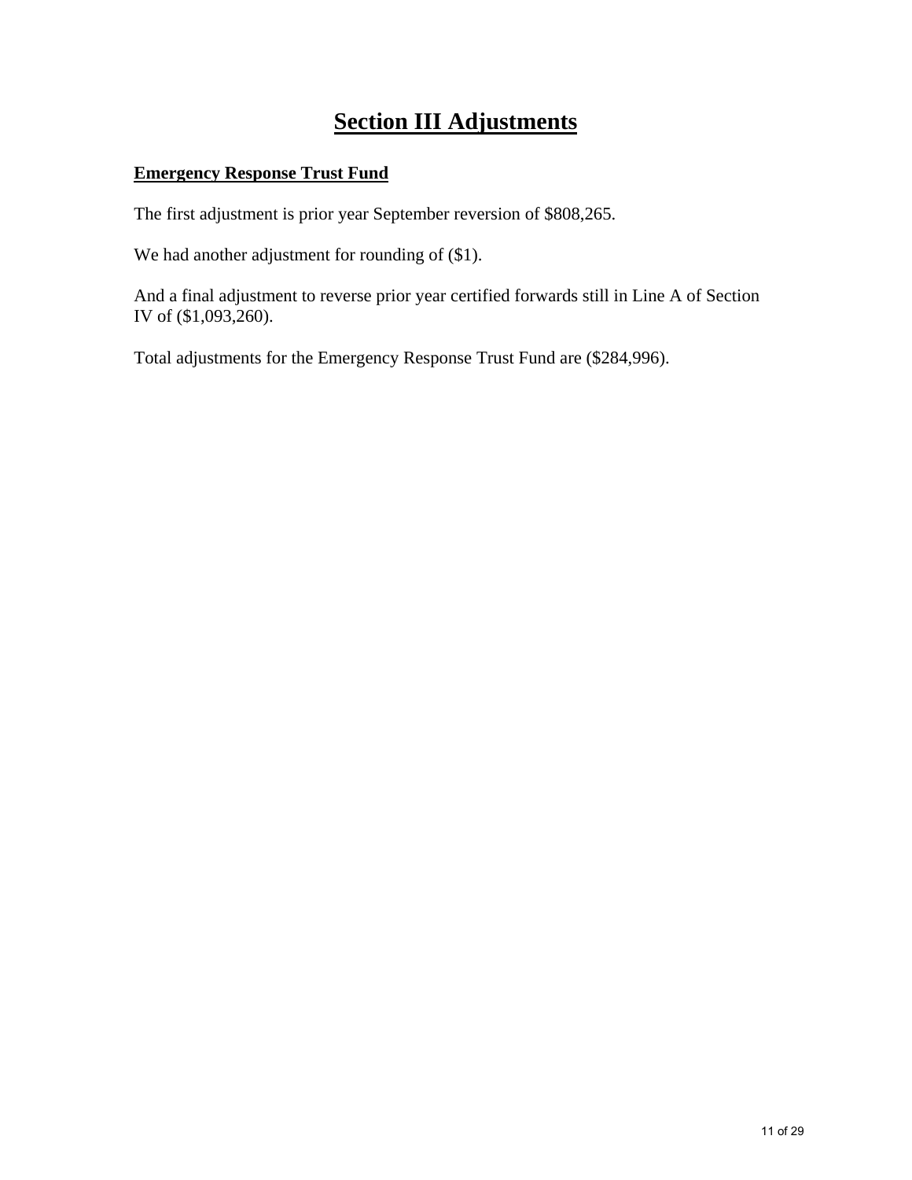# Section III Adjustments

## Emergency Response Trust Fund

The first adjustment is prior year September reversion of $808,265.

We had another adjustment for rounding of ($1).

And a final adjustment to reverse prior year certified forwards still in Line A of Section IV of ($1,093,260).

Total adjustments for the Emergency Response Trust Fund are ($284,996).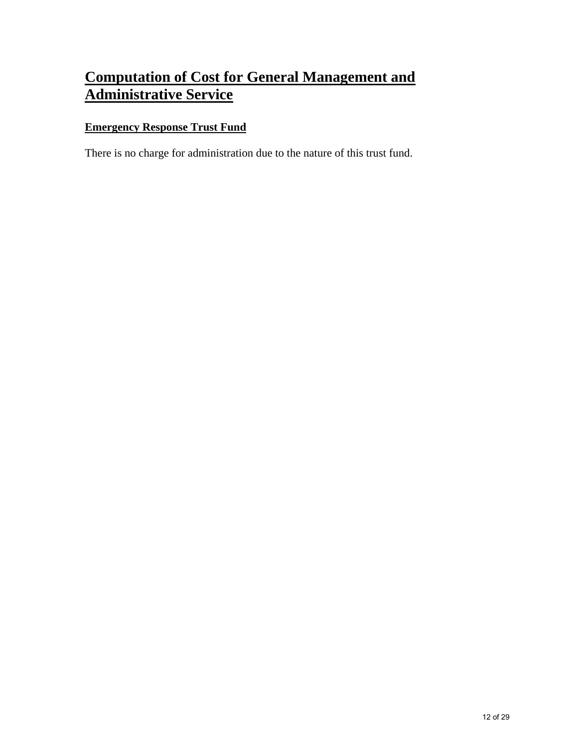# Computation of Cost for General Management and Administrative Service

## Emergency Response Trust Fund

There is no charge for administration due to the nature of this trust fund.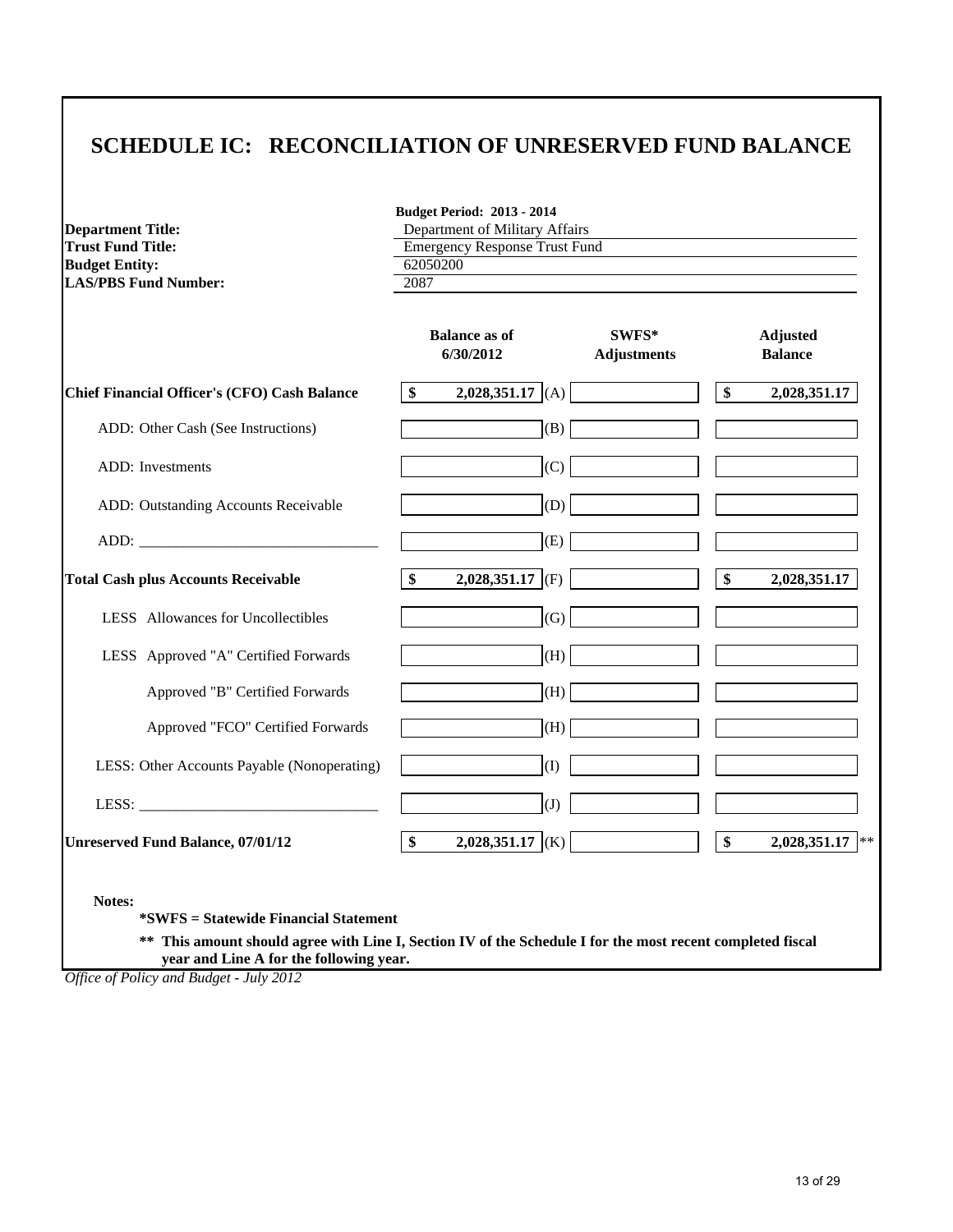# SCHEDULE IC: RECONCILIATION OF UNRESERVED FUND BALANCE

**Budget Period: 2013 - 2014**

| | |
|---|---|
| **Department Title:** | Department of Military Affairs |
| **Trust Fund Title:** | Emergency Response Trust Fund |
| **Budget Entity:** | 62050200 |
| **LAS/PBS Fund Number:** | 2087 |

| | Balance as of 6/30/2012 | | SWFS* Adjustments | Adjusted Balance |
|---|---|---|---|---|
| **Chief Financial Officer's (CFO) Cash Balance** | $ 2,028,351.17 | (A) | | $ 2,028,351.17 |
| ADD: Other Cash (See Instructions) | | (B) | | |
| ADD: Investments | | (C) | | |
| ADD: Outstanding Accounts Receivable | | (D) | | |
| ADD: ______________________________ | | (E) | | |
| **Total Cash plus Accounts Receivable** | $ 2,028,351.17 | (F) | | $ 2,028,351.17 |
| LESS Allowances for Uncollectibles | | (G) | | |
| LESS Approved "A" Certified Forwards | | (H) | | |
| Approved "B" Certified Forwards | | (H) | | |
| Approved "FCO" Certified Forwards | | (H) | | |
| LESS: Other Accounts Payable (Nonoperating) | | (I) | | |
| LESS: ______________________________ | | (J) | | |
| **Unreserved Fund Balance, 07/01/12** | $ 2,028,351.17 | (K) | | $ 2,028,351.17 ** |

**Notes:**

**\*SWFS = Statewide Financial Statement**

**\*\* This amount should agree with Line I, Section IV of the Schedule I for the most recent completed fiscal year and Line A for the following year.**

*Office of Policy and Budget - July 2012*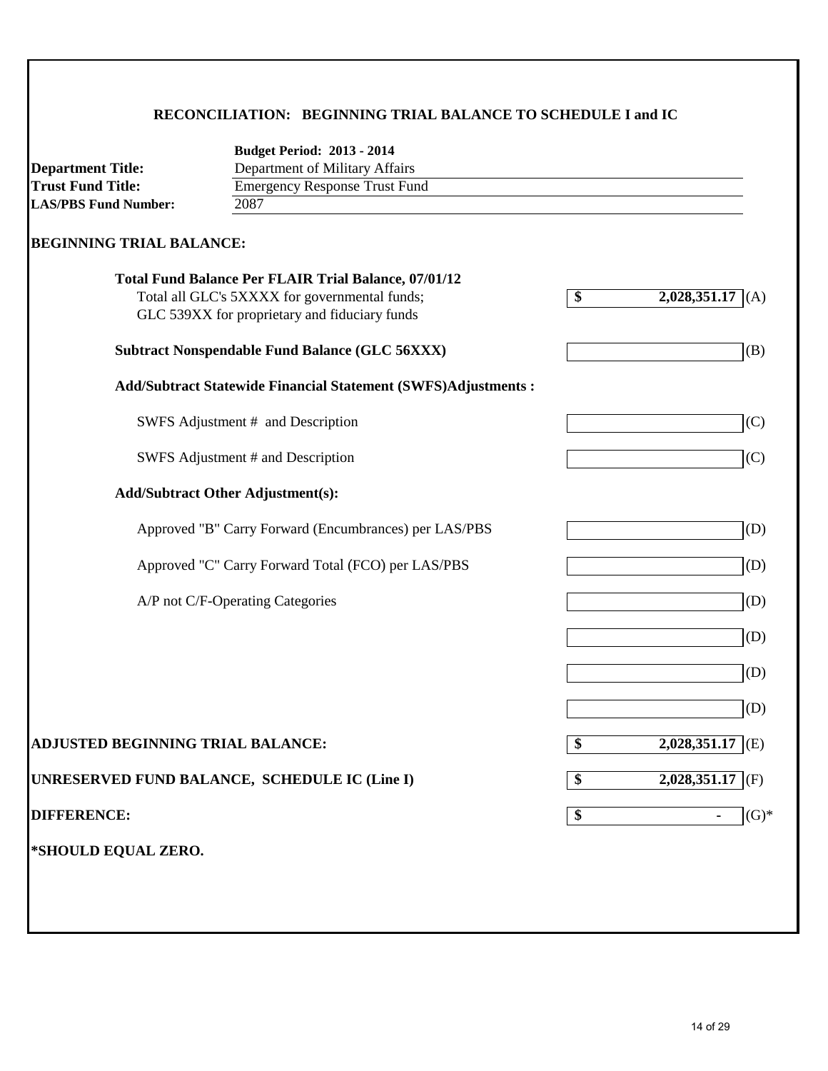## RECONCILIATION: BEGINNING TRIAL BALANCE TO SCHEDULE I and IC

**Budget Period: 2013 - 2014**

**Department Title:** Department of Military Affairs
**Trust Fund Title:** Emergency Response Trust Fund
**LAS/PBS Fund Number:** 2087

### BEGINNING TRIAL BALANCE:

| | | |
|---|---|---|
| **Total Fund Balance Per FLAIR Trial Balance, 07/01/12**<br>Total all GLC's 5XXXX for governmental funds;<br>GLC 539XX for proprietary and fiduciary funds | **$ 2,028,351.17** | (A) |
| **Subtract Nonspendable Fund Balance (GLC 56XXX)** | | (B) |
| **Add/Subtract Statewide Financial Statement (SWFS)Adjustments :** | | |
| SWFS Adjustment # and Description | | (C) |
| SWFS Adjustment # and Description | | (C) |
| **Add/Subtract Other Adjustment(s):** | | |
| Approved "B" Carry Forward (Encumbrances) per LAS/PBS | | (D) |
| Approved "C" Carry Forward Total (FCO) per LAS/PBS | | (D) |
| A/P not C/F-Operating Categories | | (D) |
| | | (D) |
| | | (D) |
| | | (D) |
| **ADJUSTED BEGINNING TRIAL BALANCE:** | **$ 2,028,351.17** | (E) |
| **UNRESERVED FUND BALANCE, SCHEDULE IC (Line I)** | **$ 2,028,351.17** | (F) |
| **DIFFERENCE:** | **$ -** | (G)* |

**\*SHOULD EQUAL ZERO.**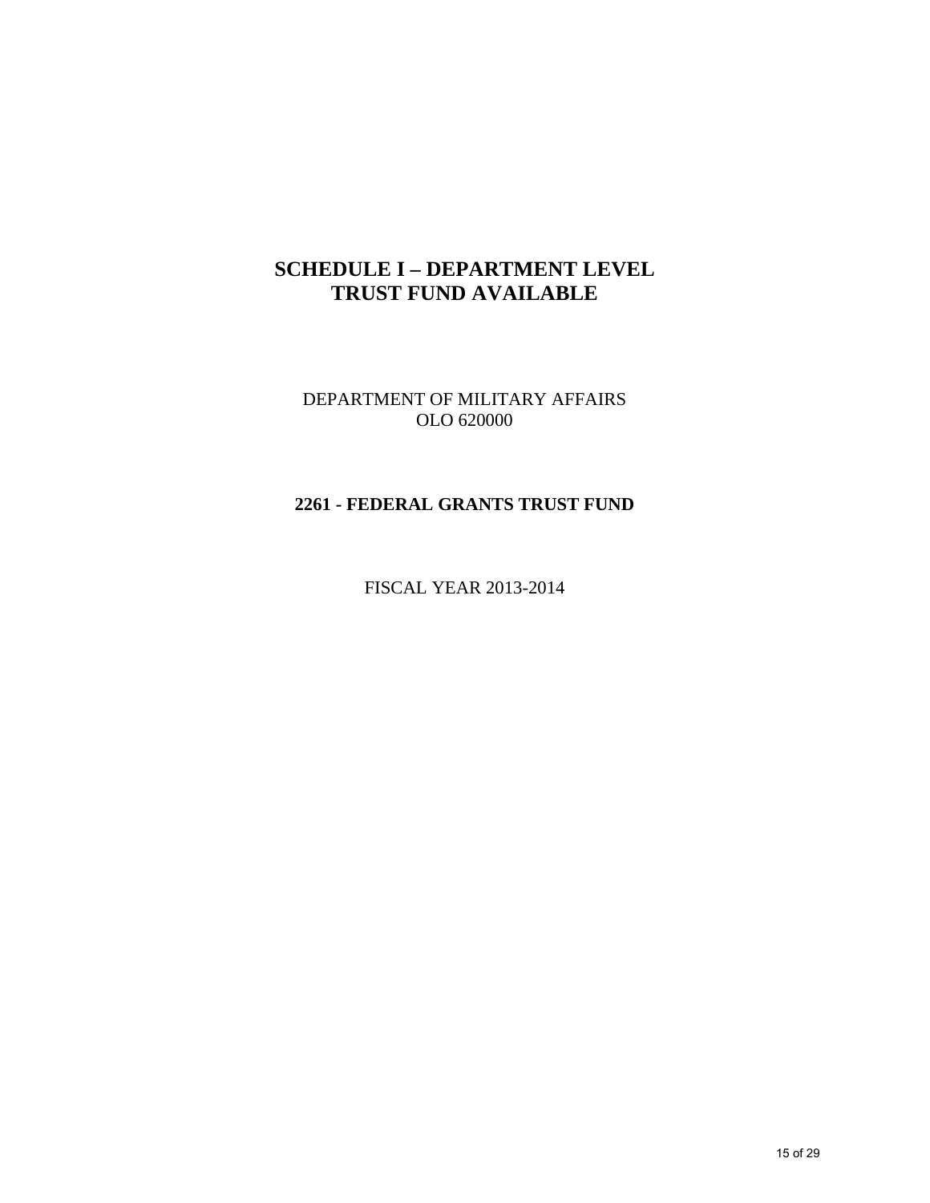# SCHEDULE I – DEPARTMENT LEVEL TRUST FUND AVAILABLE

DEPARTMENT OF MILITARY AFFAIRS
OLO 620000

**2261 - FEDERAL GRANTS TRUST FUND**

FISCAL YEAR 2013-2014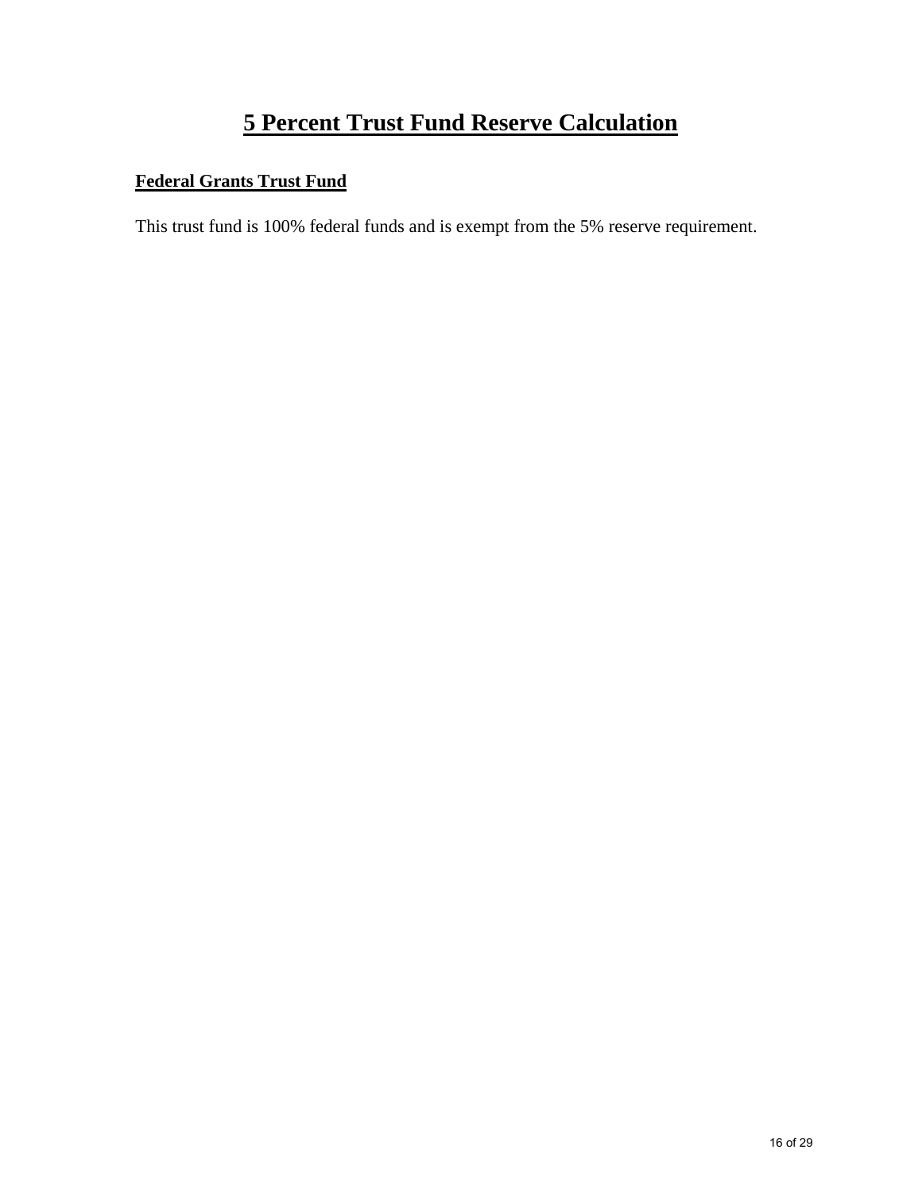# 5 Percent Trust Fund Reserve Calculation

## Federal Grants Trust Fund

This trust fund is 100% federal funds and is exempt from the 5% reserve requirement.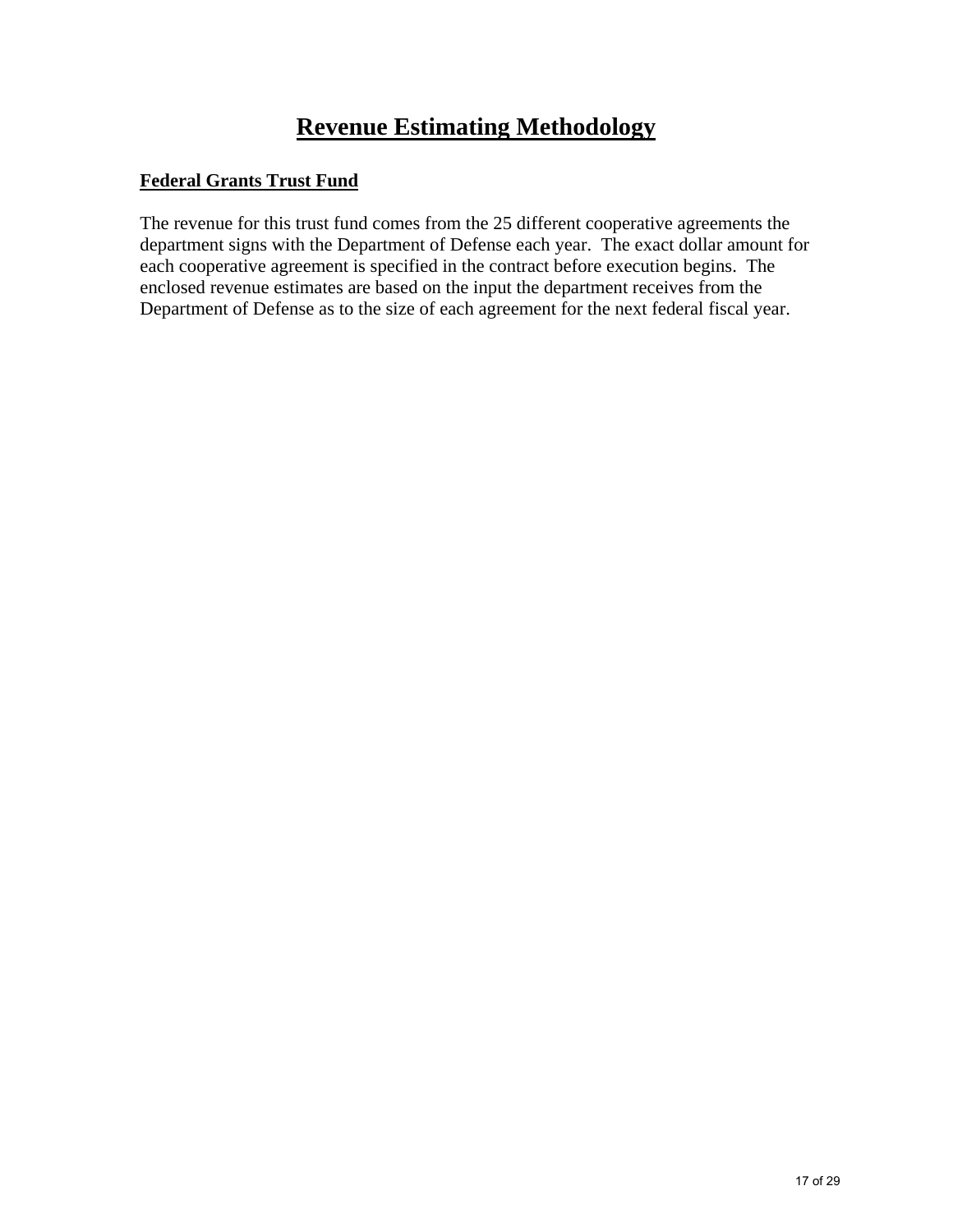# Revenue Estimating Methodology

**Federal Grants Trust Fund**

The revenue for this trust fund comes from the 25 different cooperative agreements the department signs with the Department of Defense each year. The exact dollar amount for each cooperative agreement is specified in the contract before execution begins. The enclosed revenue estimates are based on the input the department receives from the Department of Defense as to the size of each agreement for the next federal fiscal year.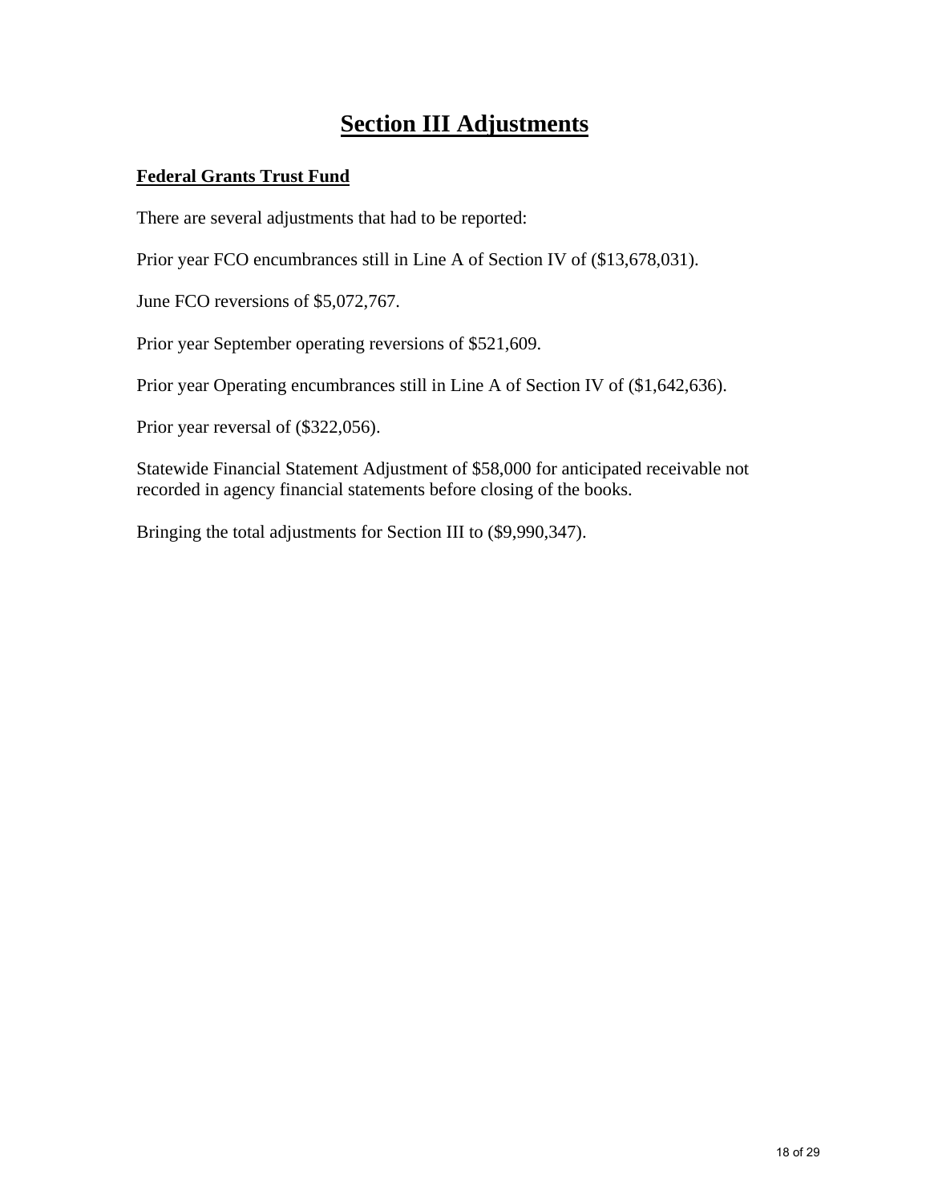# Section III Adjustments

**Federal Grants Trust Fund**

There are several adjustments that had to be reported:

Prior year FCO encumbrances still in Line A of Section IV of ($13,678,031).

June FCO reversions of $5,072,767.

Prior year September operating reversions of $521,609.

Prior year Operating encumbrances still in Line A of Section IV of ($1,642,636).

Prior year reversal of ($322,056).

Statewide Financial Statement Adjustment of $58,000 for anticipated receivable not recorded in agency financial statements before closing of the books.

Bringing the total adjustments for Section III to ($9,990,347).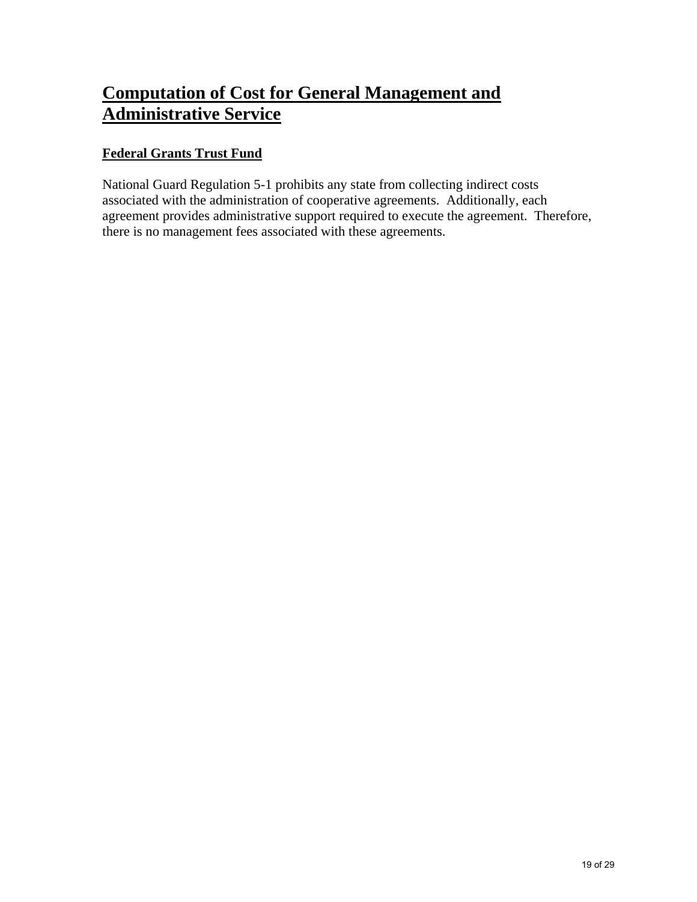# Computation of Cost for General Management and Administrative Service

## Federal Grants Trust Fund

National Guard Regulation 5-1 prohibits any state from collecting indirect costs associated with the administration of cooperative agreements. Additionally, each agreement provides administrative support required to execute the agreement. Therefore, there is no management fees associated with these agreements.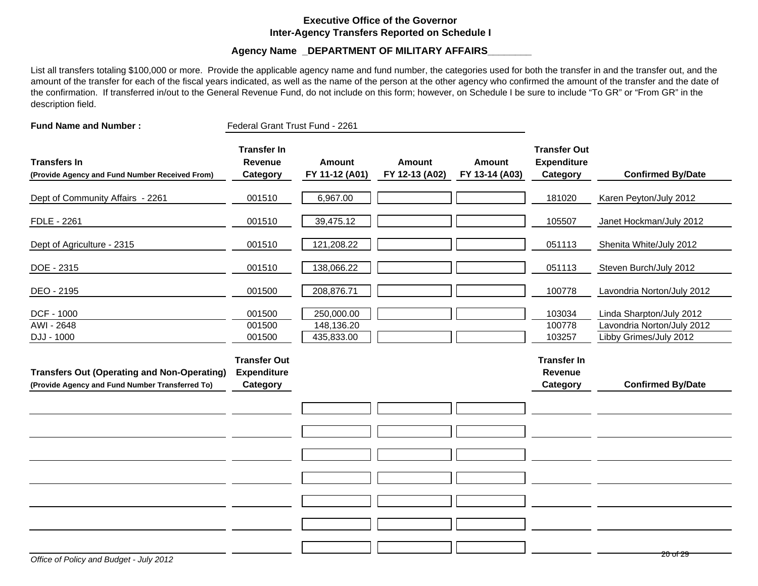**Executive Office of the Governor**
**Inter-Agency Transfers Reported on Schedule I**

**Agency Name _DEPARTMENT OF MILITARY AFFAIRS_______**

List all transfers totaling $100,000 or more. Provide the applicable agency name and fund number, the categories used for both the transfer in and the transfer out, and the amount of the transfer for each of the fiscal years indicated, as well as the name of the person at the other agency who confirmed the amount of the transfer and the date of the confirmation. If transferred in/out to the General Revenue Fund, do not include on this form; however, on Schedule I be sure to include "To GR" or "From GR" in the description field.

**Fund Name and Number :** Federal Grant Trust Fund - 2261

| **Transfers In** (Provide Agency and Fund Number Received From) | **Transfer In Revenue Category** | **Amount FY 11-12 (A01)** | **Amount FY 12-13 (A02)** | **Amount FY 13-14 (A03)** | **Transfer Out Expenditure Category** | **Confirmed By/Date** |
|---|---|---|---|---|---|---|
| Dept of Community Affairs - 2261 | 001510 | 6,967.00 | | | 181020 | Karen Peyton/July 2012 |
| FDLE - 2261 | 001510 | 39,475.12 | | | 105507 | Janet Hockman/July 2012 |
| Dept of Agriculture - 2315 | 001510 | 121,208.22 | | | 051113 | Shenita White/July 2012 |
| DOE - 2315 | 001510 | 138,066.22 | | | 051113 | Steven Burch/July 2012 |
| DEO - 2195 | 001500 | 208,876.71 | | | 100778 | Lavondria Norton/July 2012 |
| DCF - 1000 | 001500 | 250,000.00 | | | 103034 | Linda Sharpton/July 2012 |
| AWI - 2648 | 001500 | 148,136.20 | | | 100778 | Lavondria Norton/July 2012 |
| DJJ - 1000 | 001500 | 435,833.00 | | | 103257 | Libby Grimes/July 2012 |

| **Transfers Out (Operating and Non-Operating)** (Provide Agency and Fund Number Transferred To) | **Transfer Out Expenditure Category** | **Amount FY 11-12 (A01)** | **Amount FY 12-13 (A02)** | **Amount FY 13-14 (A03)** | **Transfer In Revenue Category** | **Confirmed By/Date** |
|---|---|---|---|---|---|---|
| | | | | | | |
| | | | | | | |
| | | | | | | |
| | | | | | | |
| | | | | | | |
| | | | | | | |
| | | | | | | |

*Office of Policy and Budget - July 2012*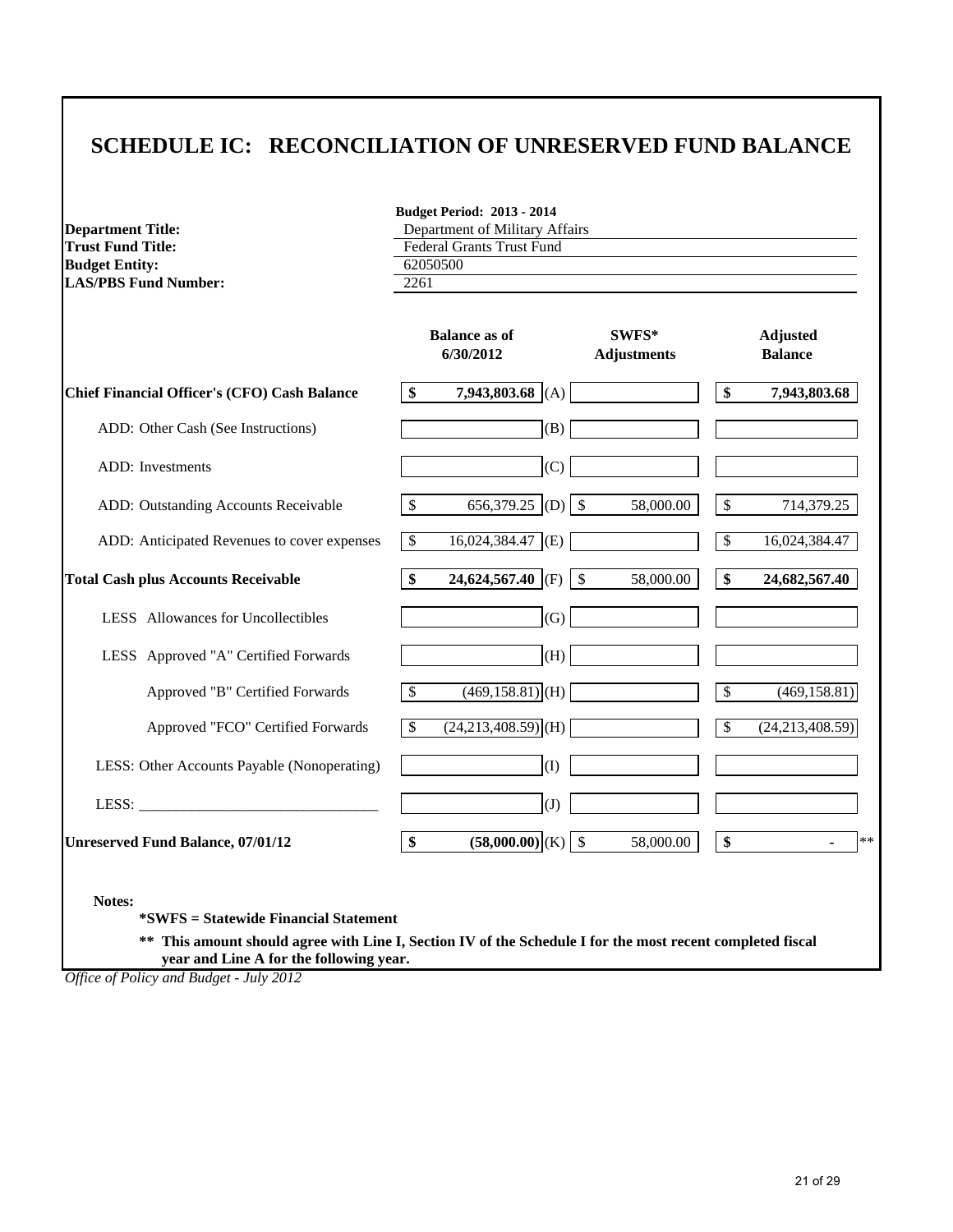# SCHEDULE IC: RECONCILIATION OF UNRESERVED FUND BALANCE

**Budget Period: 2013 - 2014**

| | |
|---|---|
| **Department Title:** | Department of Military Affairs |
| **Trust Fund Title:** | Federal Grants Trust Fund |
| **Budget Entity:** | 62050500 |
| **LAS/PBS Fund Number:** | 2261 |

| | Balance as of 6/30/2012 | | SWFS* Adjustments | Adjusted Balance |
|---|---|---|---|---|
| **Chief Financial Officer's (CFO) Cash Balance** | **$ 7,943,803.68** | (A) | | **$ 7,943,803.68** |
| ADD: Other Cash (See Instructions) | | (B) | | |
| ADD: Investments | | (C) | | |
| ADD: Outstanding Accounts Receivable | $ 656,379.25 | (D) | $ 58,000.00 | $ 714,379.25 |
| ADD: Anticipated Revenues to cover expenses | $ 16,024,384.47 | (E) | | $ 16,024,384.47 |
| **Total Cash plus Accounts Receivable** | **$ 24,624,567.40** | (F) | $ 58,000.00 | **$ 24,682,567.40** |
| LESS Allowances for Uncollectibles | | (G) | | |
| LESS Approved "A" Certified Forwards | | (H) | | |
| Approved "B" Certified Forwards | $ (469,158.81) | (H) | | $ (469,158.81) |
| Approved "FCO" Certified Forwards | $ (24,213,408.59) | (H) | | $ (24,213,408.59) |
| LESS: Other Accounts Payable (Nonoperating) | | (I) | | |
| LESS: _______________________________ | | (J) | | |
| **Unreserved Fund Balance, 07/01/12** | **$ (58,000.00)** | (K) | $ 58,000.00 | **$ -** ** |

**Notes:**

**\*SWFS = Statewide Financial Statement**

**\*\* This amount should agree with Line I, Section IV of the Schedule I for the most recent completed fiscal year and Line A for the following year.**

*Office of Policy and Budget - July 2012*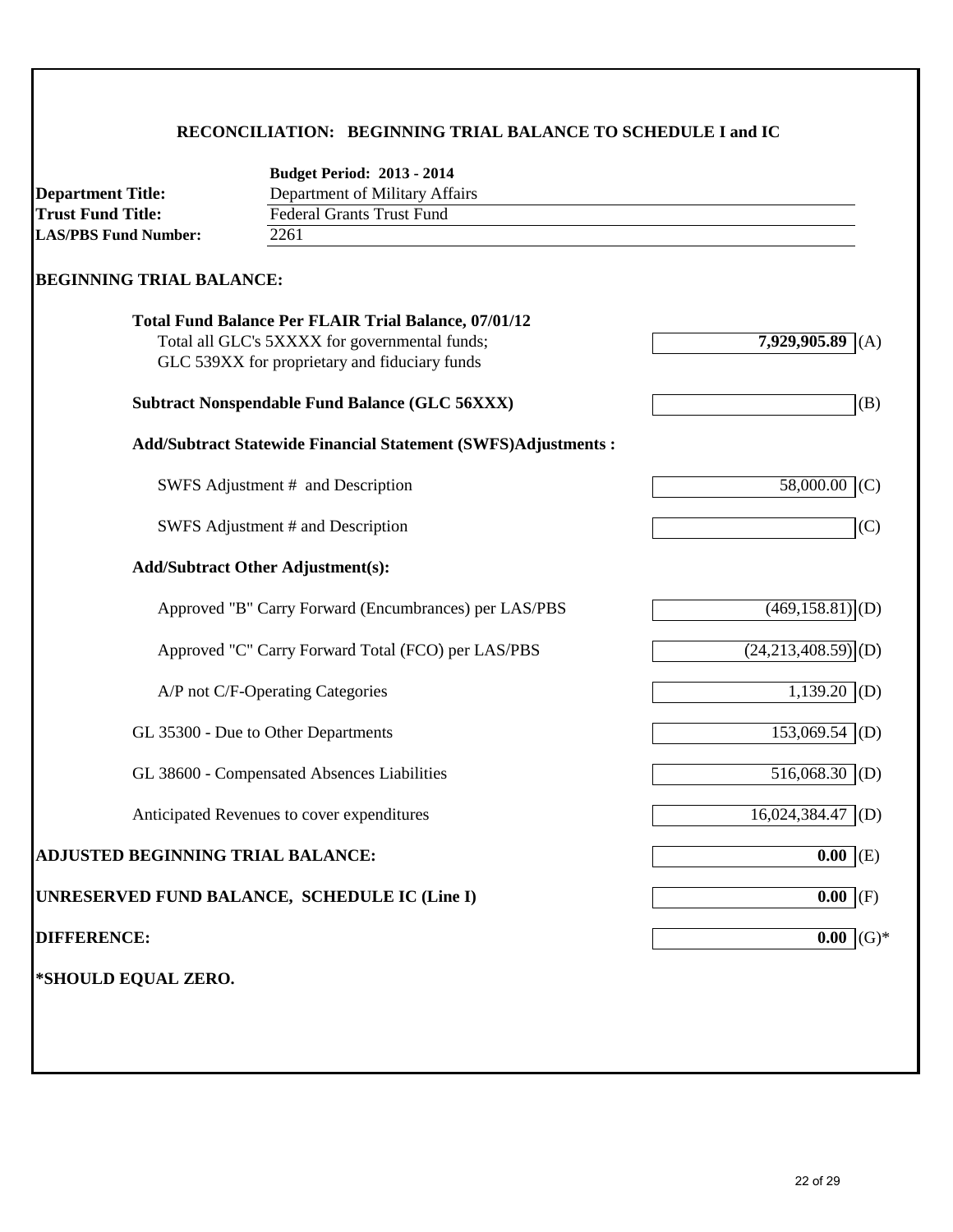## RECONCILIATION: BEGINNING TRIAL BALANCE TO SCHEDULE I and IC

**Budget Period: 2013 - 2014**

**Department Title:** Department of Military Affairs
**Trust Fund Title:** Federal Grants Trust Fund
**LAS/PBS Fund Number:** 2261

### BEGINNING TRIAL BALANCE:

| | Amount | |
|---|---|---|
| **Total Fund Balance Per FLAIR Trial Balance, 07/01/12**<br>Total all GLC's 5XXXX for governmental funds;<br>GLC 539XX for proprietary and fiduciary funds | **7,929,905.89** | (A) |
| **Subtract Nonspendable Fund Balance (GLC 56XXX)** | | (B) |
| **Add/Subtract Statewide Financial Statement (SWFS)Adjustments :** | | |
| SWFS Adjustment # and Description | 58,000.00 | (C) |
| SWFS Adjustment # and Description | | (C) |
| **Add/Subtract Other Adjustment(s):** | | |
| Approved "B" Carry Forward (Encumbrances) per LAS/PBS | (469,158.81) | (D) |
| Approved "C" Carry Forward Total (FCO) per LAS/PBS | (24,213,408.59) | (D) |
| A/P not C/F-Operating Categories | 1,139.20 | (D) |
| GL 35300 - Due to Other Departments | 153,069.54 | (D) |
| GL 38600 - Compensated Absences Liabilities | 516,068.30 | (D) |
| Anticipated Revenues to cover expenditures | 16,024,384.47 | (D) |
| **ADJUSTED BEGINNING TRIAL BALANCE:** | **0.00** | (E) |
| **UNRESERVED FUND BALANCE, SCHEDULE IC (Line I)** | **0.00** | (F) |
| **DIFFERENCE:** | **0.00** | (G)* |

**\*SHOULD EQUAL ZERO.**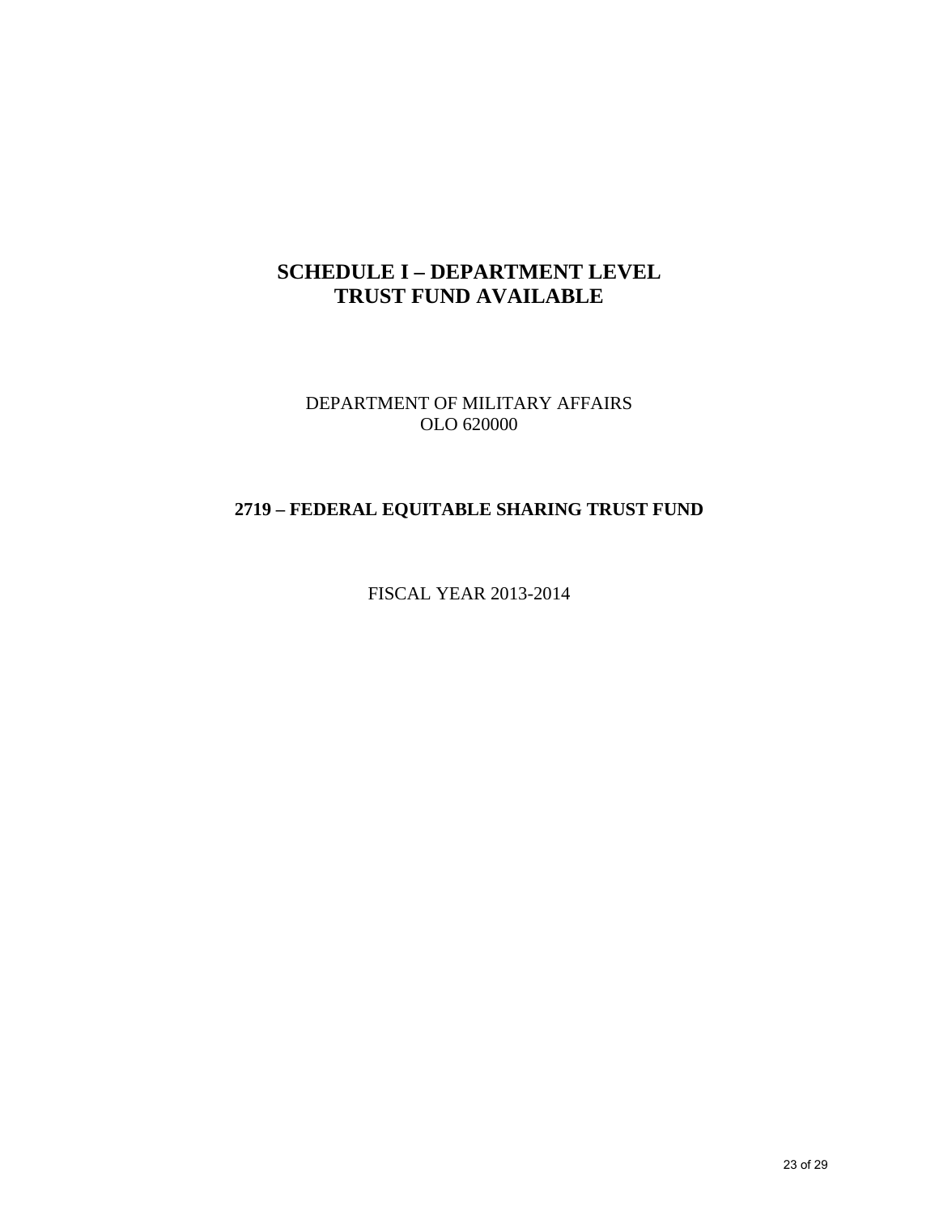# SCHEDULE I – DEPARTMENT LEVEL TRUST FUND AVAILABLE

DEPARTMENT OF MILITARY AFFAIRS
OLO 620000

## 2719 – FEDERAL EQUITABLE SHARING TRUST FUND

FISCAL YEAR 2013-2014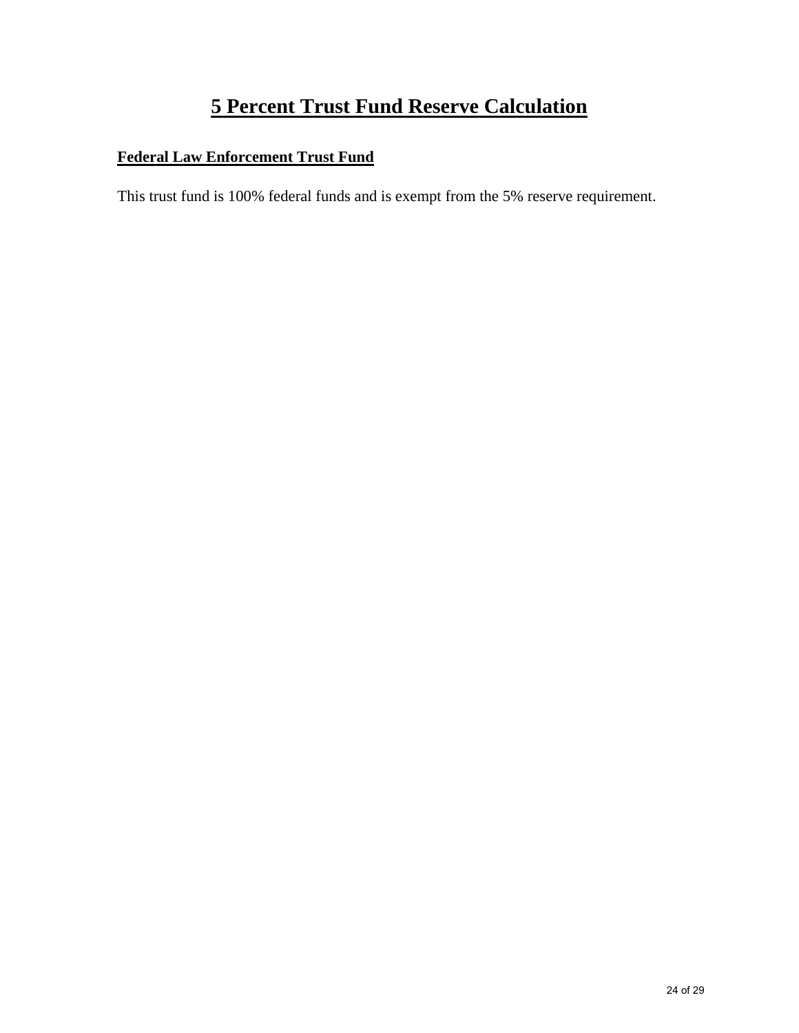# 5 Percent Trust Fund Reserve Calculation

## Federal Law Enforcement Trust Fund

This trust fund is 100% federal funds and is exempt from the 5% reserve requirement.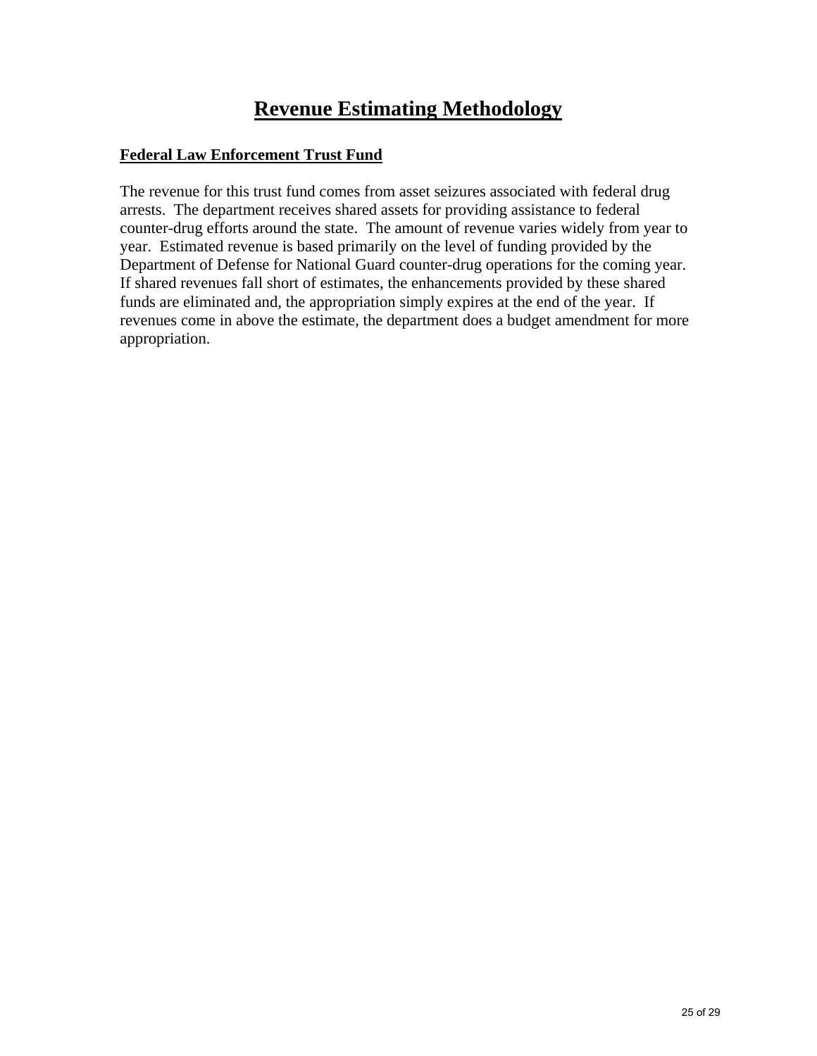# Revenue Estimating Methodology

## Federal Law Enforcement Trust Fund

The revenue for this trust fund comes from asset seizures associated with federal drug arrests. The department receives shared assets for providing assistance to federal counter-drug efforts around the state. The amount of revenue varies widely from year to year. Estimated revenue is based primarily on the level of funding provided by the Department of Defense for National Guard counter-drug operations for the coming year. If shared revenues fall short of estimates, the enhancements provided by these shared funds are eliminated and, the appropriation simply expires at the end of the year. If revenues come in above the estimate, the department does a budget amendment for more appropriation.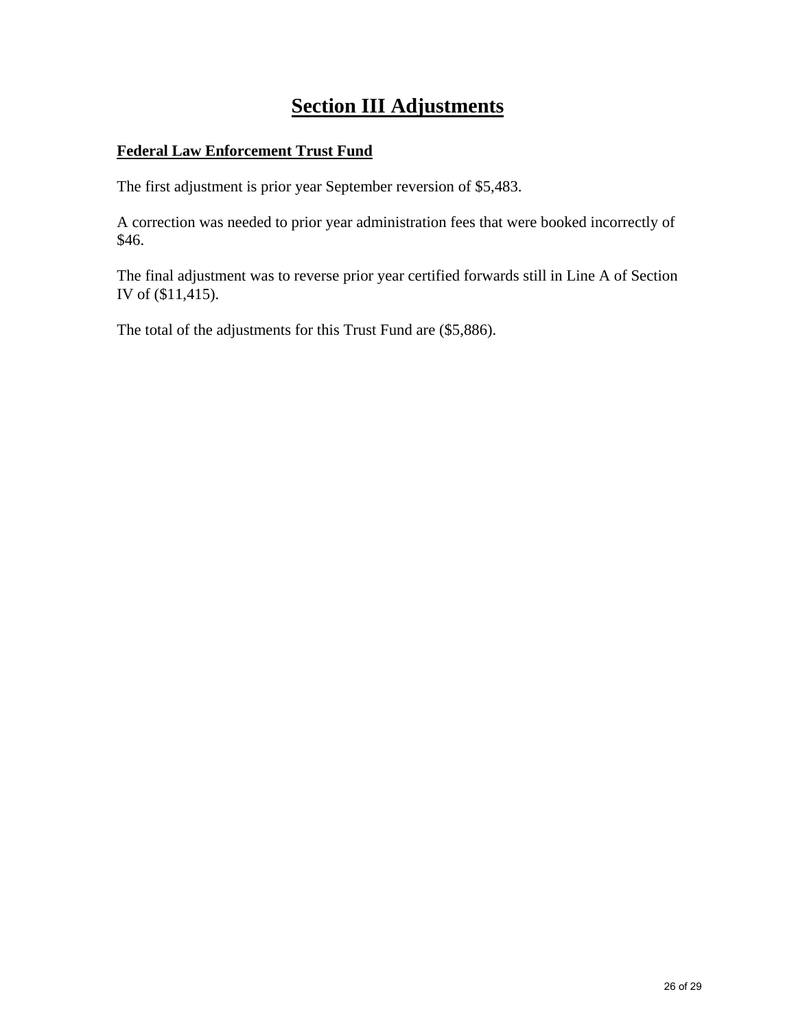# Section III Adjustments

## Federal Law Enforcement Trust Fund

The first adjustment is prior year September reversion of $5,483.

A correction was needed to prior year administration fees that were booked incorrectly of $46.

The final adjustment was to reverse prior year certified forwards still in Line A of Section IV of ($11,415).

The total of the adjustments for this Trust Fund are ($5,886).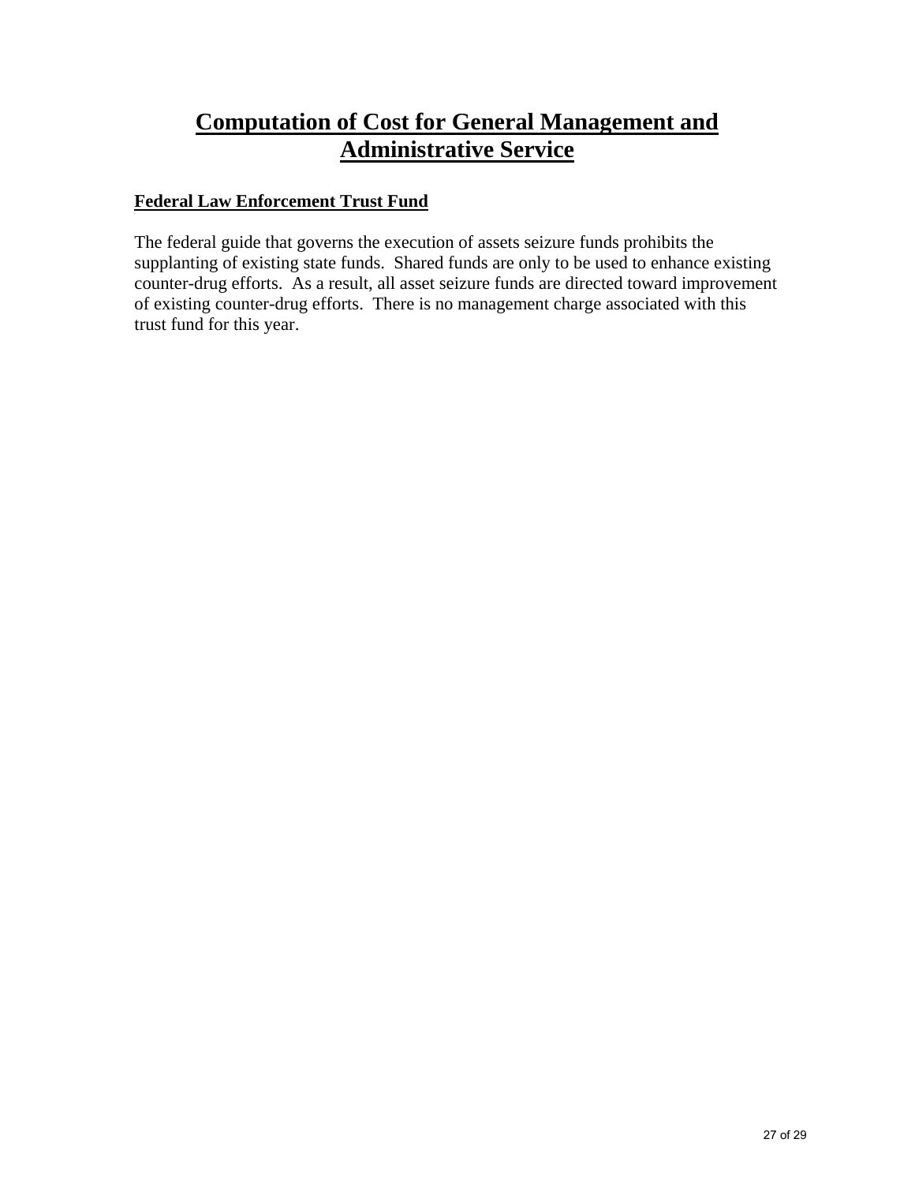# Computation of Cost for General Management and Administrative Service

## Federal Law Enforcement Trust Fund

The federal guide that governs the execution of assets seizure funds prohibits the supplanting of existing state funds. Shared funds are only to be used to enhance existing counter-drug efforts. As a result, all asset seizure funds are directed toward improvement of existing counter-drug efforts. There is no management charge associated with this trust fund for this year.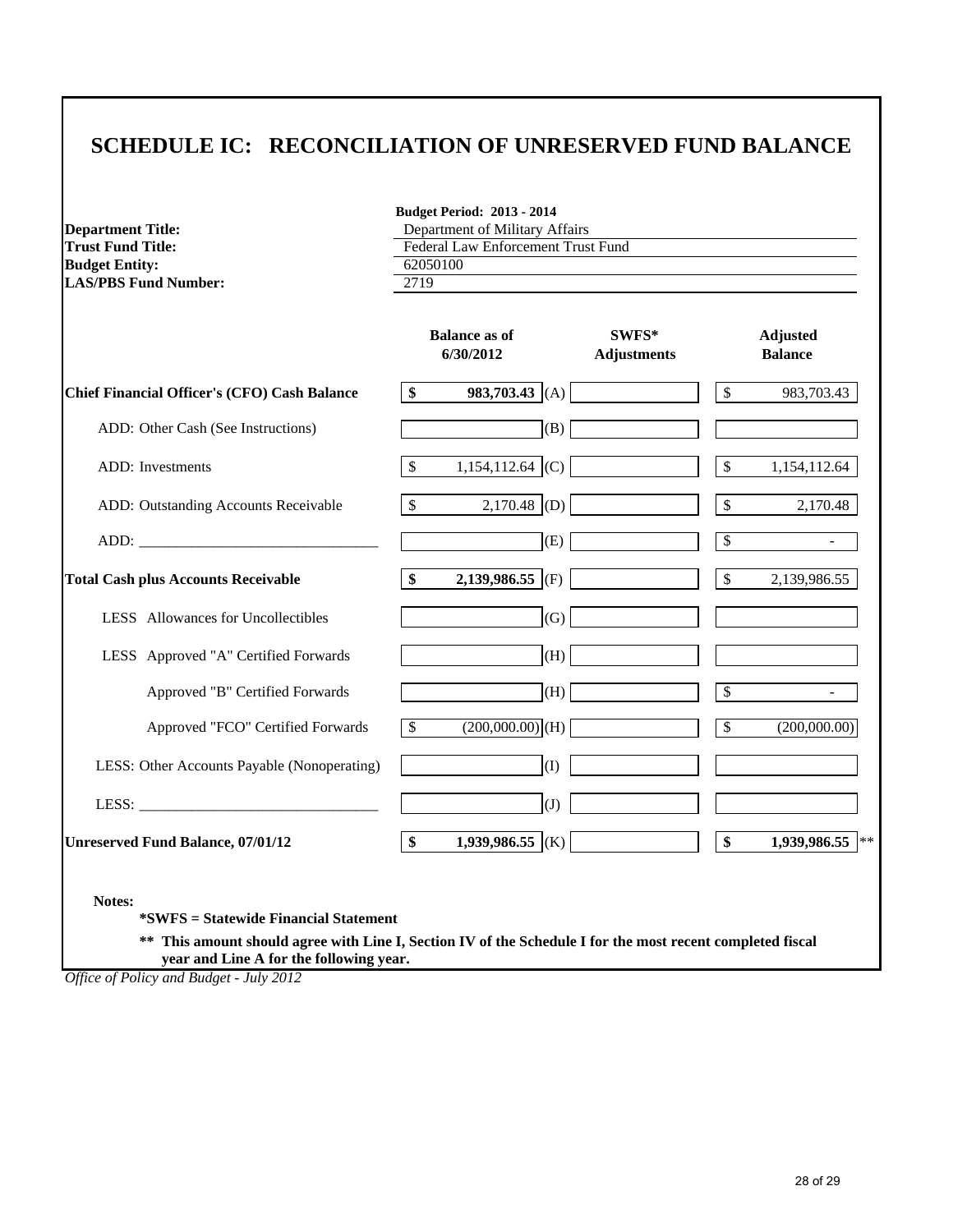# SCHEDULE IC: RECONCILIATION OF UNRESERVED FUND BALANCE

**Budget Period: 2013 - 2014**

| | |
|---|---|
| **Department Title:** | Department of Military Affairs |
| **Trust Fund Title:** | Federal Law Enforcement Trust Fund |
| **Budget Entity:** | 62050100 |
| **LAS/PBS Fund Number:** | 2719 |

| | Balance as of 6/30/2012 | | SWFS* Adjustments | Adjusted Balance |
|---|---|---|---|---|
| **Chief Financial Officer's (CFO) Cash Balance** | **$ 983,703.43** | (A) | | $ 983,703.43 |
| ADD: Other Cash (See Instructions) | | (B) | | |
| ADD: Investments | $ 1,154,112.64 | (C) | | $ 1,154,112.64 |
| ADD: Outstanding Accounts Receivable | $ 2,170.48 | (D) | | $ 2,170.48 |
| ADD: ______________________________ | | (E) | | $ - |
| **Total Cash plus Accounts Receivable** | **$ 2,139,986.55** | (F) | | $ 2,139,986.55 |
| LESS Allowances for Uncollectibles | | (G) | | |
| LESS Approved "A" Certified Forwards | | (H) | | |
| Approved "B" Certified Forwards | | (H) | | $ - |
| Approved "FCO" Certified Forwards | $ (200,000.00) | (H) | | $ (200,000.00) |
| LESS: Other Accounts Payable (Nonoperating) | | (I) | | |
| LESS: ______________________________ | | (J) | | |
| **Unreserved Fund Balance, 07/01/12** | **$ 1,939,986.55** | (K) | | **$ 1,939,986.55** ** |

**Notes:**

**\*SWFS = Statewide Financial Statement**

**\*\* This amount should agree with Line I, Section IV of the Schedule I for the most recent completed fiscal year and Line A for the following year.**

*Office of Policy and Budget - July 2012*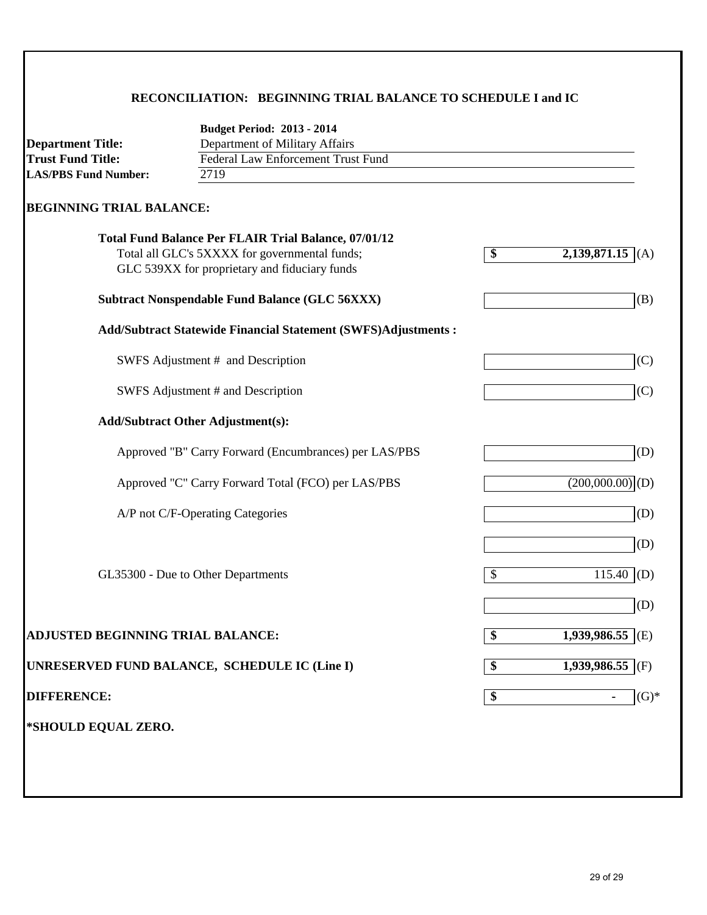## RECONCILIATION: BEGINNING TRIAL BALANCE TO SCHEDULE I and IC

**Budget Period: 2013 - 2014**

**Department Title:** Department of Military Affairs
**Trust Fund Title:** Federal Law Enforcement Trust Fund
**LAS/PBS Fund Number:** 2719

### BEGINNING TRIAL BALANCE:

| | | |
|---|---|---|
| **Total Fund Balance Per FLAIR Trial Balance, 07/01/12** | | |
| Total all GLC's 5XXXX for governmental funds; GLC 539XX for proprietary and fiduciary funds | **$ 2,139,871.15** | (A) |
| **Subtract Nonspendable Fund Balance (GLC 56XXX)** | | (B) |
| **Add/Subtract Statewide Financial Statement (SWFS)Adjustments :** | | |
| SWFS Adjustment # and Description | | (C) |
| SWFS Adjustment # and Description | | (C) |
| **Add/Subtract Other Adjustment(s):** | | |
| Approved "B" Carry Forward (Encumbrances) per LAS/PBS | | (D) |
| Approved "C" Carry Forward Total (FCO) per LAS/PBS | (200,000.00) | (D) |
| A/P not C/F-Operating Categories | | (D) |
| | | (D) |
| GL35300 - Due to Other Departments | $ 115.40 | (D) |
| | | (D) |
| **ADJUSTED BEGINNING TRIAL BALANCE:** | **$ 1,939,986.55** | (E) |
| **UNRESERVED FUND BALANCE, SCHEDULE IC (Line I)** | **$ 1,939,986.55** | (F) |
| **DIFFERENCE:** | **$ -** | (G)* |

**\*SHOULD EQUAL ZERO.**